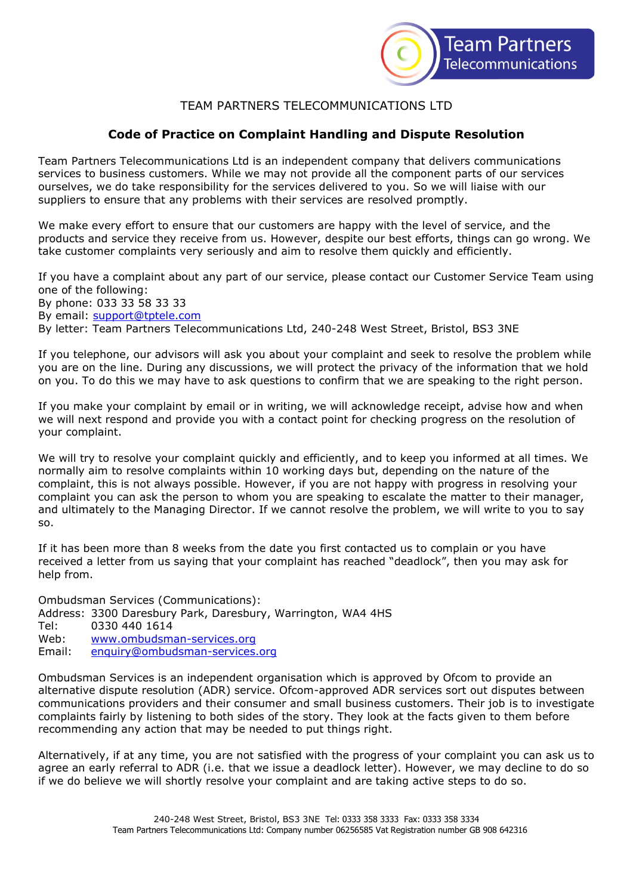TEAM PARTNERS TELECOMMUNICATIONS LTD

## Code of Practice on Complaint Handling and Dispute Resolution

Team Partners Telecommunications Ltd is an independent company that delivers communications services to business customers. While we may not provide all the component parts of our services ourselves, we do take responsibility for the services delivered to you. So we will liaise with our suppliers to ensure that any problems with their services are resolved promptly.

We make every effort to ensure that our customers are happy with the level of service, and the products and service they receive from us. However, despite our best efforts, things can go wrong. We take customer complaints very seriously and aim to resolve them quickly and efficiently.

If you have a complaint about any part of our service, please contact our Customer Service Team using one of the following:
By phone: 033 33 58 33 33
By email: support@tptele.com
By letter: Team Partners Telecommunications Ltd, 240-248 West Street, Bristol, BS3 3NE

If you telephone, our advisors will ask you about your complaint and seek to resolve the problem while you are on the line. During any discussions, we will protect the privacy of the information that we hold on you. To do this we may have to ask questions to confirm that we are speaking to the right person.

If you make your complaint by email or in writing, we will acknowledge receipt, advise how and when we will next respond and provide you with a contact point for checking progress on the resolution of your complaint.

We will try to resolve your complaint quickly and efficiently, and to keep you informed at all times. We normally aim to resolve complaints within 10 working days but, depending on the nature of the complaint, this is not always possible. However, if you are not happy with progress in resolving your complaint you can ask the person to whom you are speaking to escalate the matter to their manager, and ultimately to the Managing Director. If we cannot resolve the problem, we will write to you to say so.

If it has been more than 8 weeks from the date you first contacted us to complain or you have received a letter from us saying that your complaint has reached "deadlock", then you may ask for help from.

Ombudsman Services (Communications):
Address: 3300 Daresbury Park, Daresbury, Warrington, WA4 4HS
Tel: 0330 440 1614
Web: www.ombudsman-services.org
Email: enquiry@ombudsman-services.org

Ombudsman Services is an independent organisation which is approved by Ofcom to provide an alternative dispute resolution (ADR) service. Ofcom-approved ADR services sort out disputes between communications providers and their consumer and small business customers. Their job is to investigate complaints fairly by listening to both sides of the story. They look at the facts given to them before recommending any action that may be needed to put things right.

Alternatively, if at any time, you are not satisfied with the progress of your complaint you can ask us to agree an early referral to ADR (i.e. that we issue a deadlock letter). However, we may decline to do so if we do believe we will shortly resolve your complaint and are taking active steps to do so.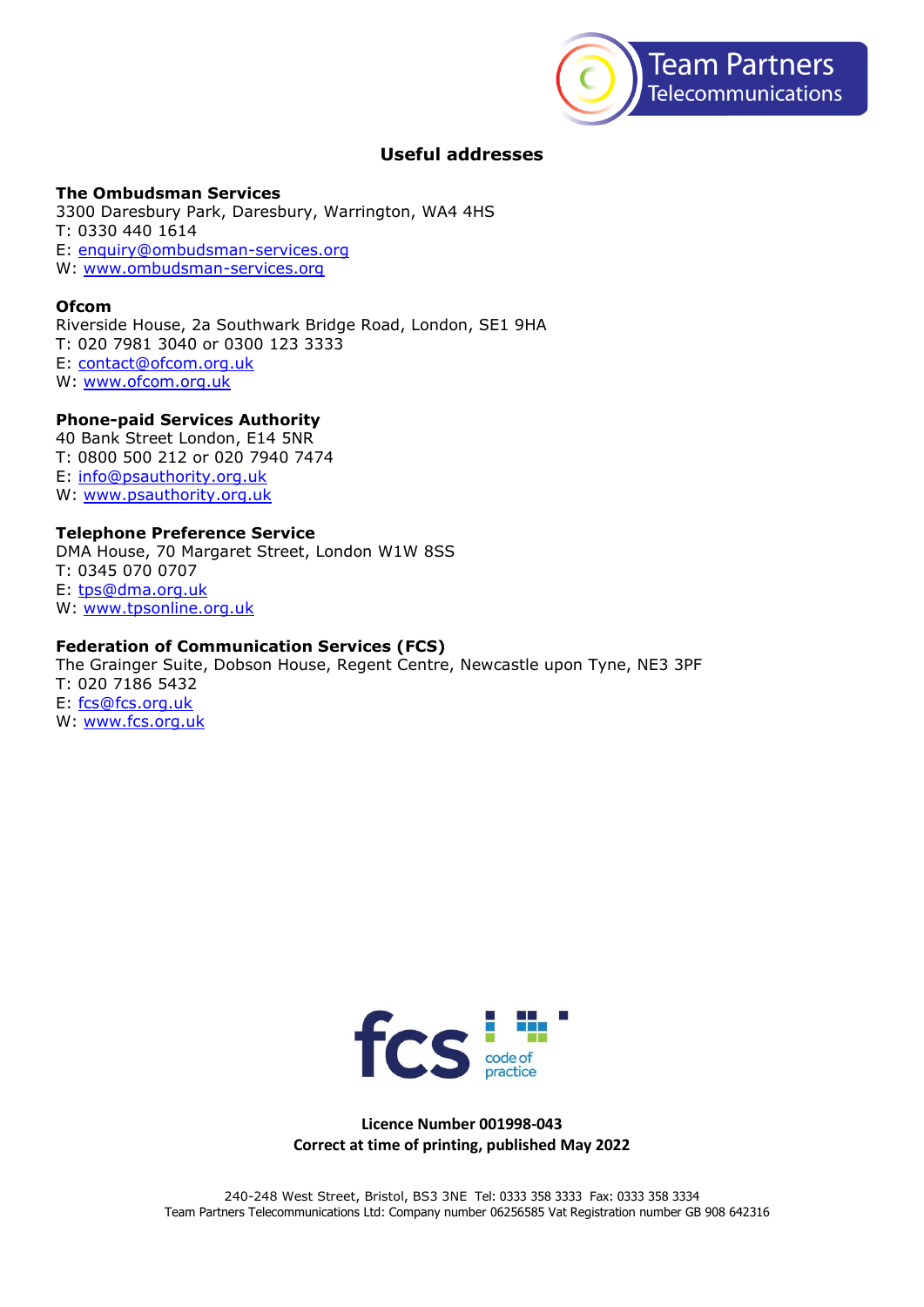## Useful addresses

**The Ombudsman Services**
3300 Daresbury Park, Daresbury, Warrington, WA4 4HS
T: 0330 440 1614
E: enquiry@ombudsman-services.org
W: www.ombudsman-services.org

**Ofcom**
Riverside House, 2a Southwark Bridge Road, London, SE1 9HA
T: 020 7981 3040 or 0300 123 3333
E: contact@ofcom.org.uk
W: www.ofcom.org.uk

**Phone-paid Services Authority**
40 Bank Street London, E14 5NR
T: 0800 500 212 or 020 7940 7474
E: info@psauthority.org.uk
W: www.psauthority.org.uk

**Telephone Preference Service**
DMA House, 70 Margaret Street, London W1W 8SS
T: 0345 070 0707
E: tps@dma.org.uk
W: www.tpsonline.org.uk

**Federation of Communication Services (FCS)**
The Grainger Suite, Dobson House, Regent Centre, Newcastle upon Tyne, NE3 3PF
T: 020 7186 5432
E: fcs@fcs.org.uk
W: www.fcs.org.uk

fcs code of practice

**Licence Number 001998-043**
**Correct at time of printing, published May 2022**

240-248 West Street, Bristol, BS3 3NE Tel: 0333 358 3333 Fax: 0333 358 3334
Team Partners Telecommunications Ltd: Company number 06256585 Vat Registration number GB 908 642316